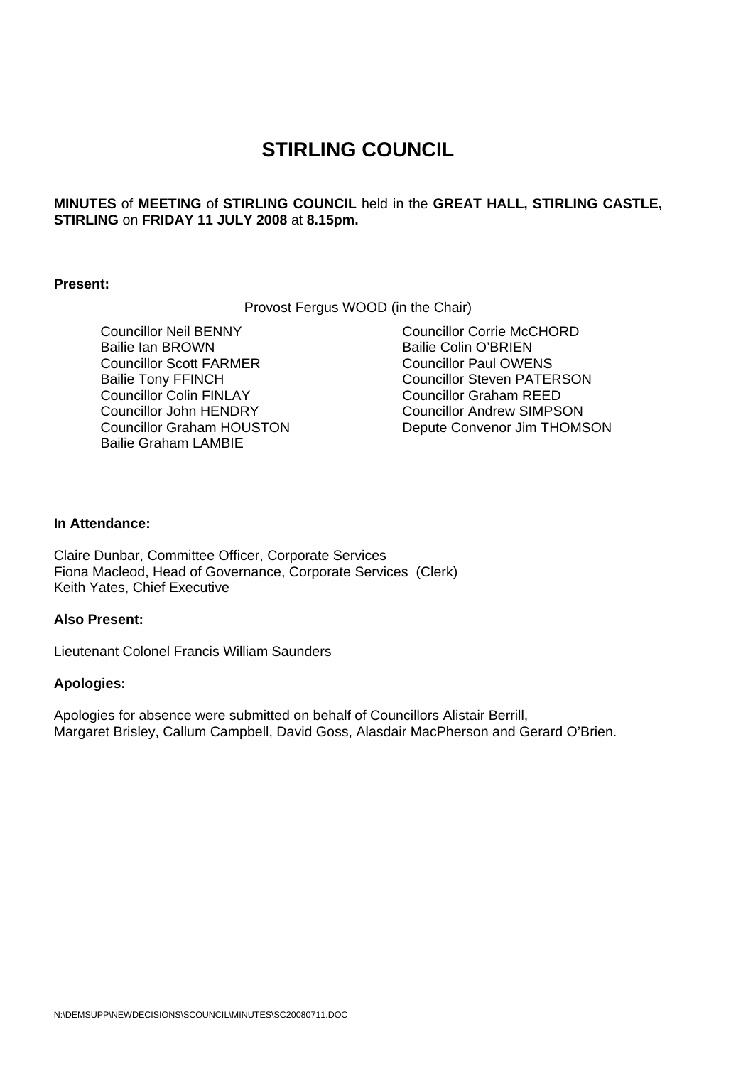# STIRLING COUNCIL

**MINUTES** of **MEETING** of **STIRLING COUNCIL** held in the **GREAT HALL, STIRLING CASTLE, STIRLING** on **FRIDAY 11 JULY 2008** at **8.15pm.**

**Present:**

Provost Fergus WOOD (in the Chair)

Councillor Neil BENNY
Bailie Ian BROWN
Councillor Scott FARMER
Bailie Tony FFINCH
Councillor Colin FINLAY
Councillor John HENDRY
Councillor Graham HOUSTON
Bailie Graham LAMBIE
Councillor Corrie McCHORD
Bailie Colin O'BRIEN
Councillor Paul OWENS
Councillor Steven PATERSON
Councillor Graham REED
Councillor Andrew SIMPSON
Depute Convenor Jim THOMSON

**In Attendance:**

Claire Dunbar, Committee Officer, Corporate Services
Fiona Macleod, Head of Governance, Corporate Services (Clerk)
Keith Yates, Chief Executive

**Also Present:**

Lieutenant Colonel Francis William Saunders

**Apologies:**

Apologies for absence were submitted on behalf of Councillors Alistair Berrill, Margaret Brisley, Callum Campbell, David Goss, Alasdair MacPherson and Gerard O'Brien.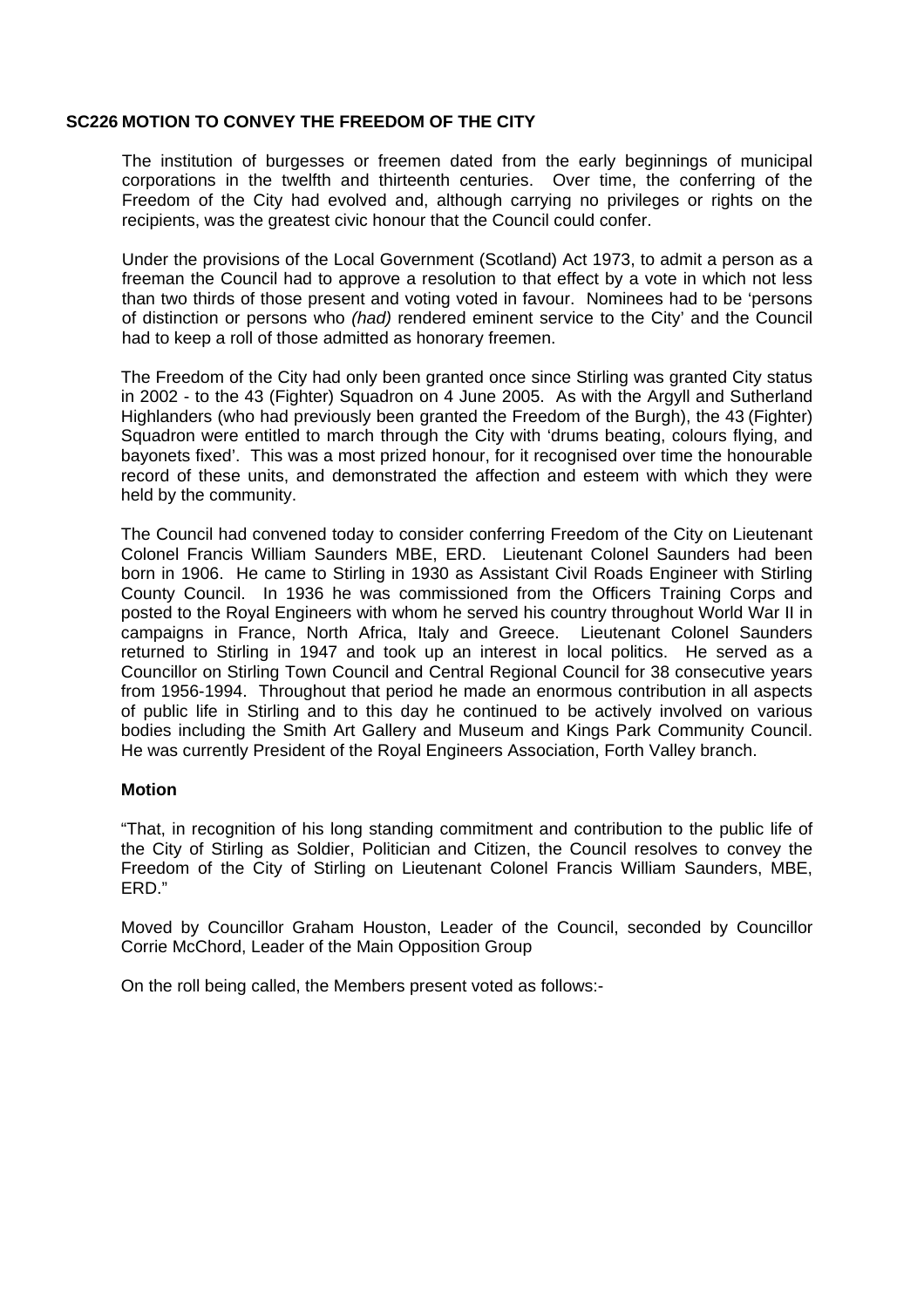### SC226 MOTION TO CONVEY THE FREEDOM OF THE CITY

The institution of burgesses or freemen dated from the early beginnings of municipal corporations in the twelfth and thirteenth centuries. Over time, the conferring of the Freedom of the City had evolved and, although carrying no privileges or rights on the recipients, was the greatest civic honour that the Council could confer.

Under the provisions of the Local Government (Scotland) Act 1973, to admit a person as a freeman the Council had to approve a resolution to that effect by a vote in which not less than two thirds of those present and voting voted in favour. Nominees had to be 'persons of distinction or persons who *(had)* rendered eminent service to the City' and the Council had to keep a roll of those admitted as honorary freemen.

The Freedom of the City had only been granted once since Stirling was granted City status in 2002 - to the 43 (Fighter) Squadron on 4 June 2005. As with the Argyll and Sutherland Highlanders (who had previously been granted the Freedom of the Burgh), the 43 (Fighter) Squadron were entitled to march through the City with 'drums beating, colours flying, and bayonets fixed'. This was a most prized honour, for it recognised over time the honourable record of these units, and demonstrated the affection and esteem with which they were held by the community.

The Council had convened today to consider conferring Freedom of the City on Lieutenant Colonel Francis William Saunders MBE, ERD. Lieutenant Colonel Saunders had been born in 1906. He came to Stirling in 1930 as Assistant Civil Roads Engineer with Stirling County Council. In 1936 he was commissioned from the Officers Training Corps and posted to the Royal Engineers with whom he served his country throughout World War II in campaigns in France, North Africa, Italy and Greece. Lieutenant Colonel Saunders returned to Stirling in 1947 and took up an interest in local politics. He served as a Councillor on Stirling Town Council and Central Regional Council for 38 consecutive years from 1956-1994. Throughout that period he made an enormous contribution in all aspects of public life in Stirling and to this day he continued to be actively involved on various bodies including the Smith Art Gallery and Museum and Kings Park Community Council. He was currently President of the Royal Engineers Association, Forth Valley branch.

**Motion**

"That, in recognition of his long standing commitment and contribution to the public life of the City of Stirling as Soldier, Politician and Citizen, the Council resolves to convey the Freedom of the City of Stirling on Lieutenant Colonel Francis William Saunders, MBE, ERD."

Moved by Councillor Graham Houston, Leader of the Council, seconded by Councillor Corrie McChord, Leader of the Main Opposition Group

On the roll being called, the Members present voted as follows:-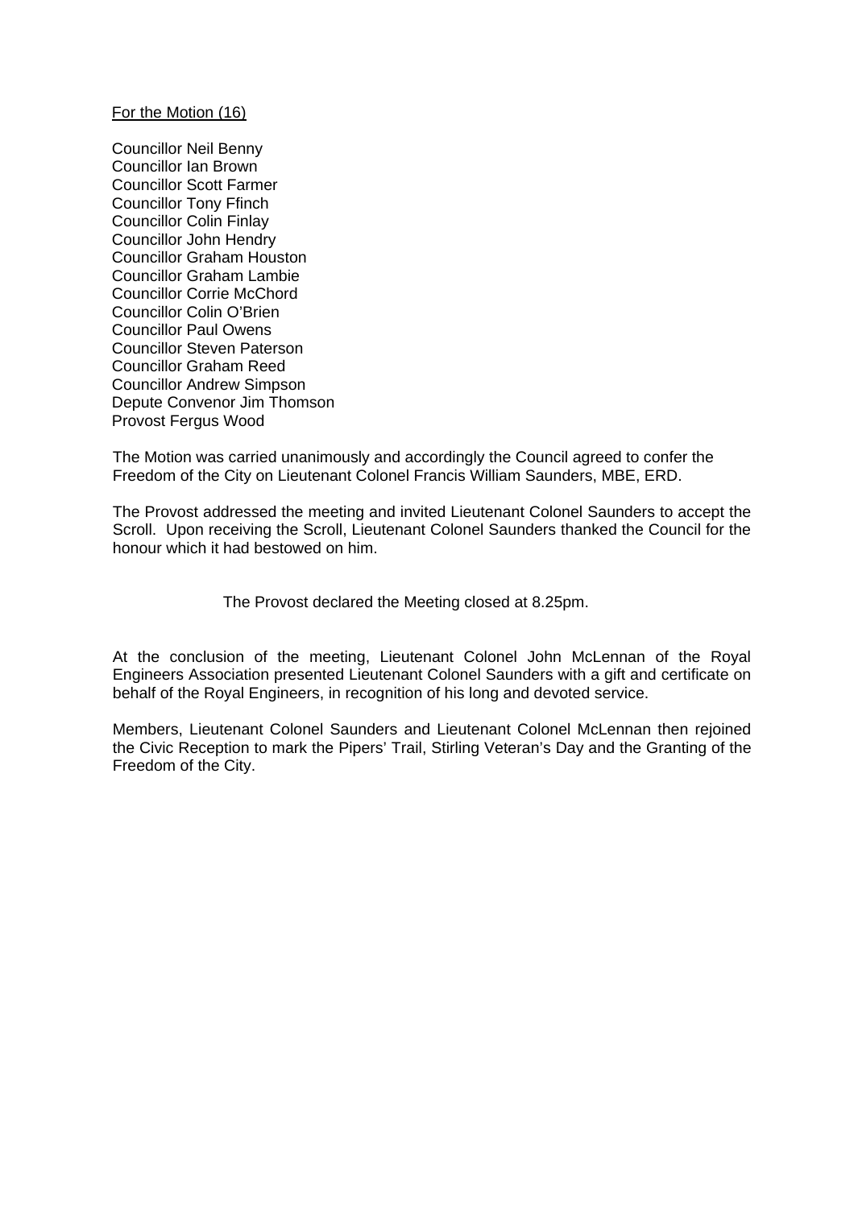For the Motion (16)

Councillor Neil Benny  
Councillor Ian Brown  
Councillor Scott Farmer  
Councillor Tony Ffinch  
Councillor Colin Finlay  
Councillor John Hendry  
Councillor Graham Houston  
Councillor Graham Lambie  
Councillor Corrie McChord  
Councillor Colin O'Brien  
Councillor Paul Owens  
Councillor Steven Paterson  
Councillor Graham Reed  
Councillor Andrew Simpson  
Depute Convenor Jim Thomson  
Provost Fergus Wood

The Motion was carried unanimously and accordingly the Council agreed to confer the Freedom of the City on Lieutenant Colonel Francis William Saunders, MBE, ERD.

The Provost addressed the meeting and invited Lieutenant Colonel Saunders to accept the Scroll. Upon receiving the Scroll, Lieutenant Colonel Saunders thanked the Council for the honour which it had bestowed on him.

The Provost declared the Meeting closed at 8.25pm.

At the conclusion of the meeting, Lieutenant Colonel John McLennan of the Royal Engineers Association presented Lieutenant Colonel Saunders with a gift and certificate on behalf of the Royal Engineers, in recognition of his long and devoted service.

Members, Lieutenant Colonel Saunders and Lieutenant Colonel McLennan then rejoined the Civic Reception to mark the Pipers' Trail, Stirling Veteran's Day and the Granting of the Freedom of the City.